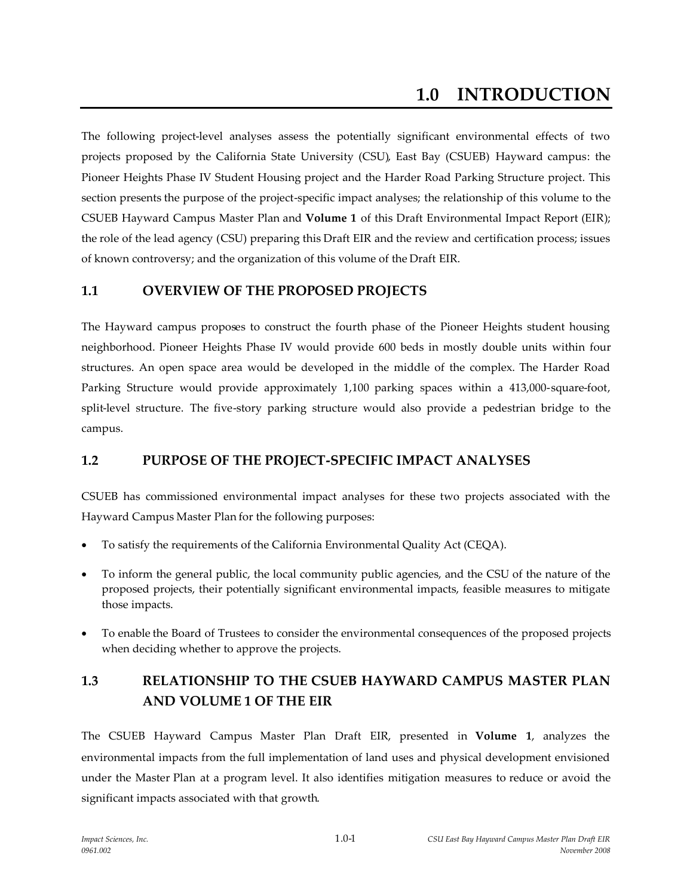# 1.0 INTRODUCTION

The following project-level analyses assess the potentially significant environmental effects of two projects proposed by the California State University (CSU), East Bay (CSUEB) Hayward campus: the Pioneer Heights Phase IV Student Housing project and the Harder Road Parking Structure project. This section presents the purpose of the project-specific impact analyses; the relationship of this volume to the CSUEB Hayward Campus Master Plan and **Volume 1** of this Draft Environmental Impact Report (EIR); the role of the lead agency (CSU) preparing this Draft EIR and the review and certification process; issues of known controversy; and the organization of this volume of the Draft EIR.

## 1.1 OVERVIEW OF THE PROPOSED PROJECTS

The Hayward campus proposes to construct the fourth phase of the Pioneer Heights student housing neighborhood. Pioneer Heights Phase IV would provide 600 beds in mostly double units within four structures. An open space area would be developed in the middle of the complex. The Harder Road Parking Structure would provide approximately 1,100 parking spaces within a 413,000-square-foot, split-level structure. The five-story parking structure would also provide a pedestrian bridge to the campus.

## 1.2 PURPOSE OF THE PROJECT-SPECIFIC IMPACT ANALYSES

CSUEB has commissioned environmental impact analyses for these two projects associated with the Hayward Campus Master Plan for the following purposes:

- To satisfy the requirements of the California Environmental Quality Act (CEQA).
- To inform the general public, the local community public agencies, and the CSU of the nature of the proposed projects, their potentially significant environmental impacts, feasible measures to mitigate those impacts.
- To enable the Board of Trustees to consider the environmental consequences of the proposed projects when deciding whether to approve the projects.

## 1.3 RELATIONSHIP TO THE CSUEB HAYWARD CAMPUS MASTER PLAN AND VOLUME 1 OF THE EIR

The CSUEB Hayward Campus Master Plan Draft EIR, presented in **Volume 1**, analyzes the environmental impacts from the full implementation of land uses and physical development envisioned under the Master Plan at a program level. It also identifies mitigation measures to reduce or avoid the significant impacts associated with that growth.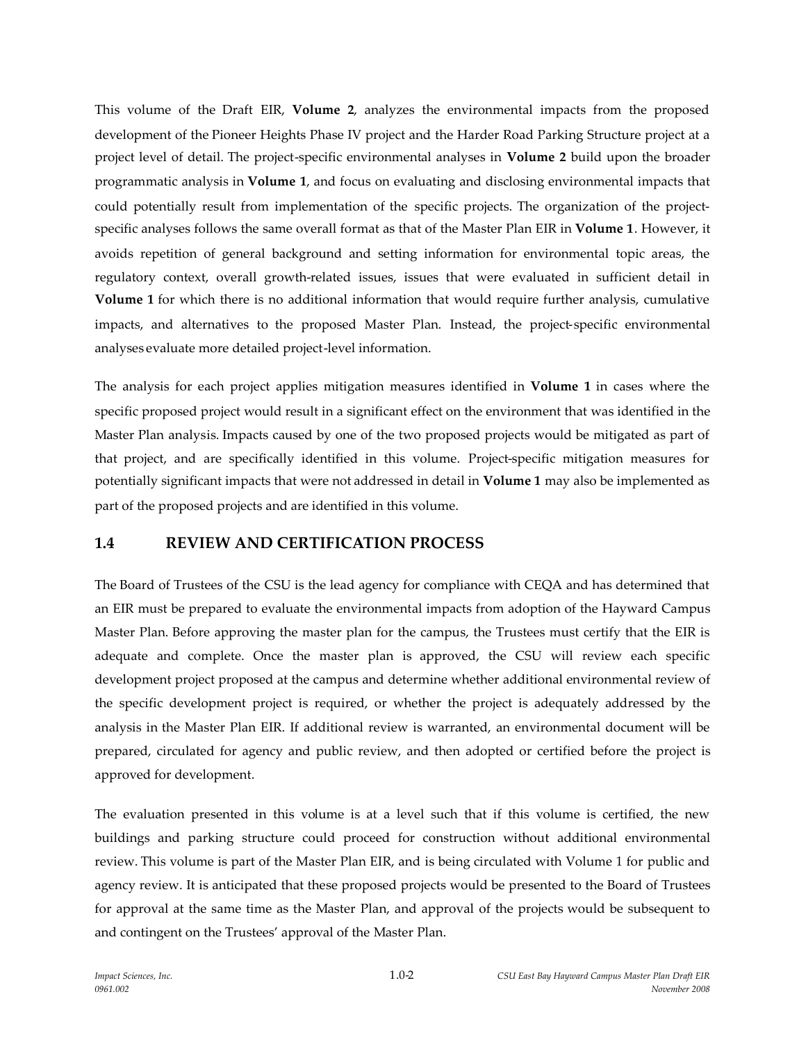This volume of the Draft EIR, **Volume 2**, analyzes the environmental impacts from the proposed development of the Pioneer Heights Phase IV project and the Harder Road Parking Structure project at a project level of detail. The project-specific environmental analyses in **Volume 2** build upon the broader programmatic analysis in **Volume 1**, and focus on evaluating and disclosing environmental impacts that could potentially result from implementation of the specific projects. The organization of the project-specific analyses follows the same overall format as that of the Master Plan EIR in **Volume 1**. However, it avoids repetition of general background and setting information for environmental topic areas, the regulatory context, overall growth-related issues, issues that were evaluated in sufficient detail in **Volume 1** for which there is no additional information that would require further analysis, cumulative impacts, and alternatives to the proposed Master Plan. Instead, the project-specific environmental analyses evaluate more detailed project-level information.

The analysis for each project applies mitigation measures identified in **Volume 1** in cases where the specific proposed project would result in a significant effect on the environment that was identified in the Master Plan analysis. Impacts caused by one of the two proposed projects would be mitigated as part of that project, and are specifically identified in this volume. Project-specific mitigation measures for potentially significant impacts that were not addressed in detail in **Volume 1** may also be implemented as part of the proposed projects and are identified in this volume.

## 1.4 REVIEW AND CERTIFICATION PROCESS

The Board of Trustees of the CSU is the lead agency for compliance with CEQA and has determined that an EIR must be prepared to evaluate the environmental impacts from adoption of the Hayward Campus Master Plan. Before approving the master plan for the campus, the Trustees must certify that the EIR is adequate and complete. Once the master plan is approved, the CSU will review each specific development project proposed at the campus and determine whether additional environmental review of the specific development project is required, or whether the project is adequately addressed by the analysis in the Master Plan EIR. If additional review is warranted, an environmental document will be prepared, circulated for agency and public review, and then adopted or certified before the project is approved for development.

The evaluation presented in this volume is at a level such that if this volume is certified, the new buildings and parking structure could proceed for construction without additional environmental review. This volume is part of the Master Plan EIR, and is being circulated with Volume 1 for public and agency review. It is anticipated that these proposed projects would be presented to the Board of Trustees for approval at the same time as the Master Plan, and approval of the projects would be subsequent to and contingent on the Trustees' approval of the Master Plan.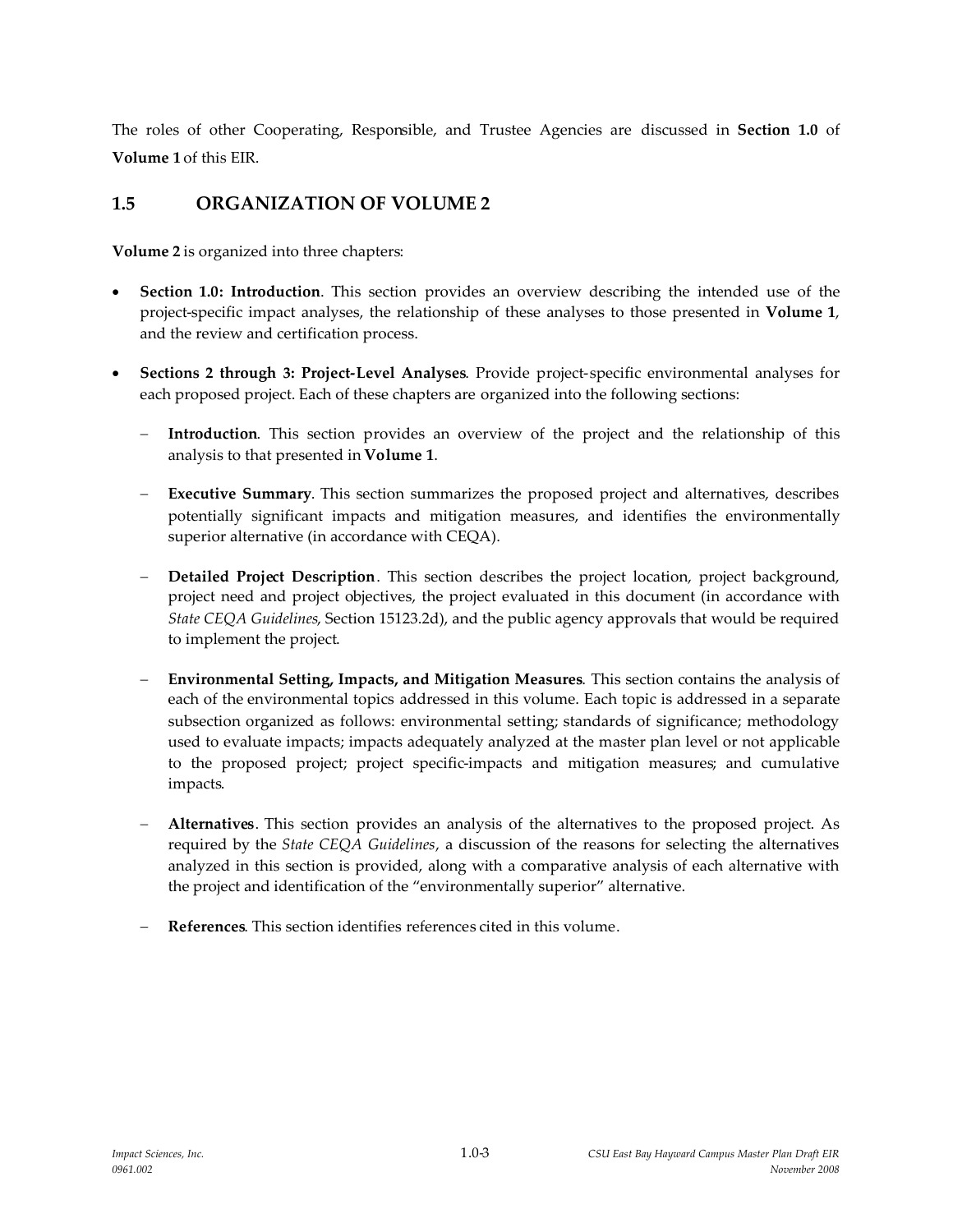The roles of other Cooperating, Responsible, and Trustee Agencies are discussed in **Section 1.0** of **Volume 1** of this EIR.

## 1.5 ORGANIZATION OF VOLUME 2

**Volume 2** is organized into three chapters:

- **Section 1.0: Introduction**. This section provides an overview describing the intended use of the project-specific impact analyses, the relationship of these analyses to those presented in **Volume 1**, and the review and certification process.
- **Sections 2 through 3: Project-Level Analyses**. Provide project-specific environmental analyses for each proposed project. Each of these chapters are organized into the following sections:
  - **Introduction**. This section provides an overview of the project and the relationship of this analysis to that presented in **Volume 1**.
  - **Executive Summary**. This section summarizes the proposed project and alternatives, describes potentially significant impacts and mitigation measures, and identifies the environmentally superior alternative (in accordance with CEQA).
  - **Detailed Project Description**. This section describes the project location, project background, project need and project objectives, the project evaluated in this document (in accordance with *State CEQA Guidelines*, Section 15123.2d), and the public agency approvals that would be required to implement the project.
  - **Environmental Setting, Impacts, and Mitigation Measures**. This section contains the analysis of each of the environmental topics addressed in this volume. Each topic is addressed in a separate subsection organized as follows: environmental setting; standards of significance; methodology used to evaluate impacts; impacts adequately analyzed at the master plan level or not applicable to the proposed project; project specific-impacts and mitigation measures; and cumulative impacts.
  - **Alternatives**. This section provides an analysis of the alternatives to the proposed project. As required by the *State CEQA Guidelines*, a discussion of the reasons for selecting the alternatives analyzed in this section is provided, along with a comparative analysis of each alternative with the project and identification of the "environmentally superior" alternative.
  - **References**. This section identifies references cited in this volume.